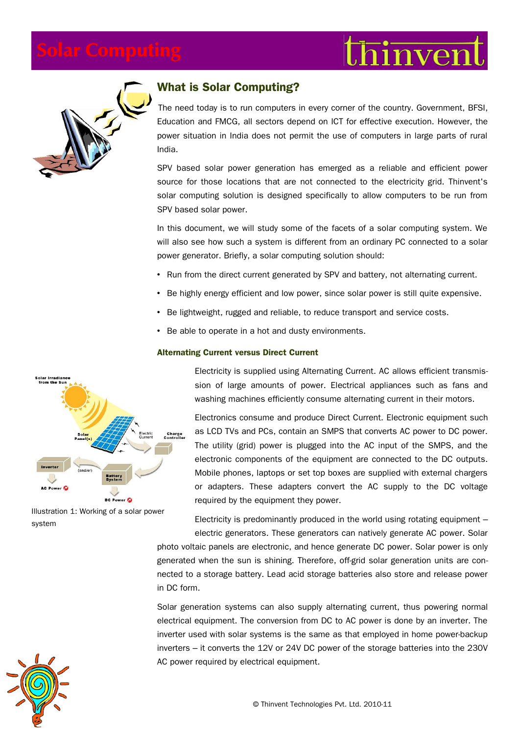# Solar Computing

## What is Solar Computing?

The need today is to run computers in every corner of the country. Government, BFSI, Education and FMCG, all sectors depend on ICT for effective execution. However, the power situation in India does not permit the use of computers in large parts of rural India.

SPV based solar power generation has emerged as a reliable and efficient power source for those locations that are not connected to the electricity grid. Thinvent's solar computing solution is designed specifically to allow computers to be run from SPV based solar power.

In this document, we will study some of the facets of a solar computing system. We will also see how such a system is different from an ordinary PC connected to a solar power generator. Briefly, a solar computing solution should:

- Run from the direct current generated by SPV and battery, not alternating current.
- Be highly energy efficient and low power, since solar power is still quite expensive.
- Be lightweight, rugged and reliable, to reduce transport and service costs.
- Be able to operate in a hot and dusty environments.

### Alternating Current versus Direct Current

Electricity is supplied using Alternating Current. AC allows efficient transmission of large amounts of power. Electrical appliances such as fans and washing machines efficiently consume alternating current in their motors.

Electronics consume and produce Direct Current. Electronic equipment such as LCD TVs and PCs, contain an SMPS that converts AC power to DC power. The utility (grid) power is plugged into the AC input of the SMPS, and the electronic components of the equipment are connected to the DC outputs. Mobile phones, laptops or set top boxes are supplied with external chargers or adapters. These adapters convert the AC supply to the DC voltage required by the equipment they power.

Illustration 1: Working of a solar power system

Electricity is predominantly produced in the world using rotating equipment – electric generators. These generators can natively generate AC power. Solar photo voltaic panels are electronic, and hence generate DC power. Solar power is only generated when the sun is shining. Therefore, off-grid solar generation units are connected to a storage battery. Lead acid storage batteries also store and release power in DC form.

Solar generation systems can also supply alternating current, thus powering normal electrical equipment. The conversion from DC to AC power is done by an inverter. The inverter used with solar systems is the same as that employed in home power-backup inverters – it converts the 12V or 24V DC power of the storage batteries into the 230V AC power required by electrical equipment.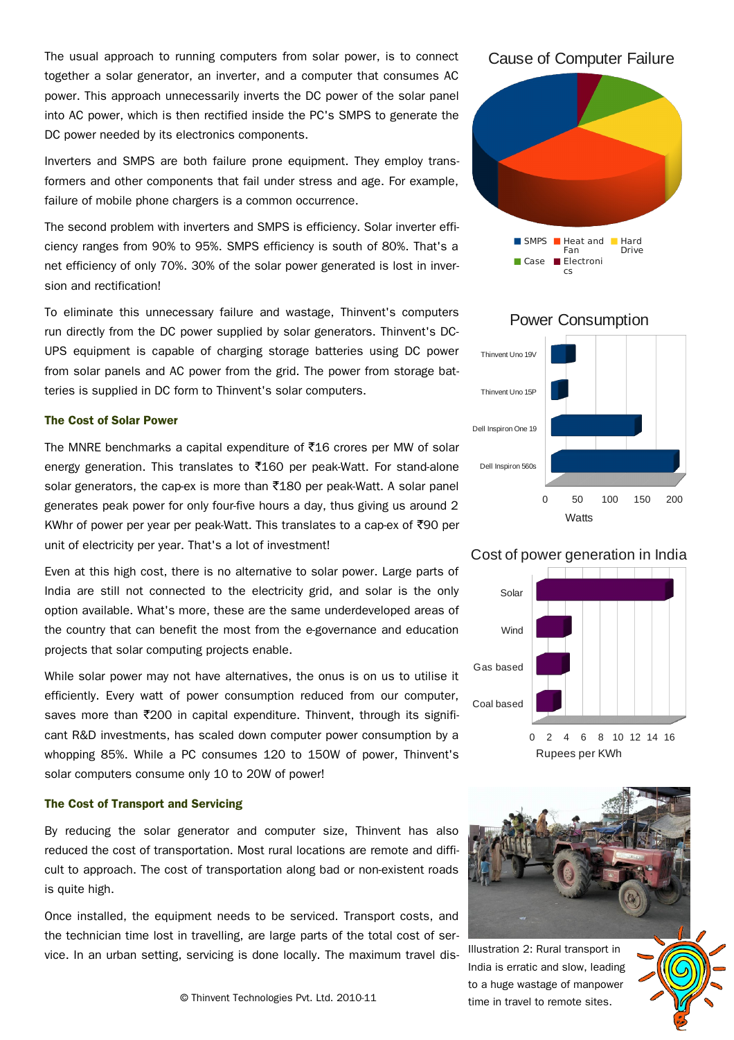The usual approach to running computers from solar power, is to connect together a solar generator, an inverter, and a computer that consumes AC power. This approach unnecessarily inverts the DC power of the solar panel into AC power, which is then rectified inside the PC's SMPS to generate the DC power needed by its electronics components.

Inverters and SMPS are both failure prone equipment. They employ transformers and other components that fail under stress and age. For example, failure of mobile phone chargers is a common occurrence.

The second problem with inverters and SMPS is efficiency. Solar inverter efficiency ranges from 90% to 95%. SMPS efficiency is south of 80%. That's a net efficiency of only 70%. 30% of the solar power generated is lost in inversion and rectification!

To eliminate this unnecessary failure and wastage, Thinvent's computers run directly from the DC power supplied by solar generators. Thinvent's DC-UPS equipment is capable of charging storage batteries using DC power from solar panels and AC power from the grid. The power from storage batteries is supplied in DC form to Thinvent's solar computers.

### The Cost of Solar Power

The MNRE benchmarks a capital expenditure of ₹16 crores per MW of solar energy generation. This translates to ₹160 per peak-Watt. For stand-alone solar generators, the cap-ex is more than ₹180 per peak-Watt. A solar panel generates peak power for only four-five hours a day, thus giving us around 2 KWhr of power per year per peak-Watt. This translates to a cap-ex of ₹90 per unit of electricity per year. That's a lot of investment!

Even at this high cost, there is no alternative to solar power. Large parts of India are still not connected to the electricity grid, and solar is the only option available. What's more, these are the same underdeveloped areas of the country that can benefit the most from the e-governance and education projects that solar computing projects enable.

While solar power may not have alternatives, the onus is on us to utilise it efficiently. Every watt of power consumption reduced from our computer, saves more than ₹200 in capital expenditure. Thinvent, through its significant R&D investments, has scaled down computer power consumption by a whopping 85%. While a PC consumes 120 to 150W of power, Thinvent's solar computers consume only 10 to 20W of power!

### The Cost of Transport and Servicing

By reducing the solar generator and computer size, Thinvent has also reduced the cost of transportation. Most rural locations are remote and difficult to approach. The cost of transportation along bad or non-existent roads is quite high.

Once installed, the equipment needs to be serviced. Transport costs, and the technician time lost in travelling, are large parts of the total cost of service. In an urban setting, servicing is done locally. The maximum travel dis-

**Cause of Computer Failure**

SMPS, Heat and Fan, Hard Drive, Case, Electronics

**Power Consumption**

Thinvent Uno 19V, Thinvent Uno 15P, Dell Inspiron One 19, Dell Inspiron 560s (Watts: 0, 50, 100, 150, 200)

**Cost of power generation in India**

Solar, Wind, Gas based, Coal based (Rupees per KWh: 0, 2, 4, 6, 8, 10, 12, 14, 16)

Illustration 2: Rural transport in India is erratic and slow, leading to a huge wastage of manpower time in travel to remote sites.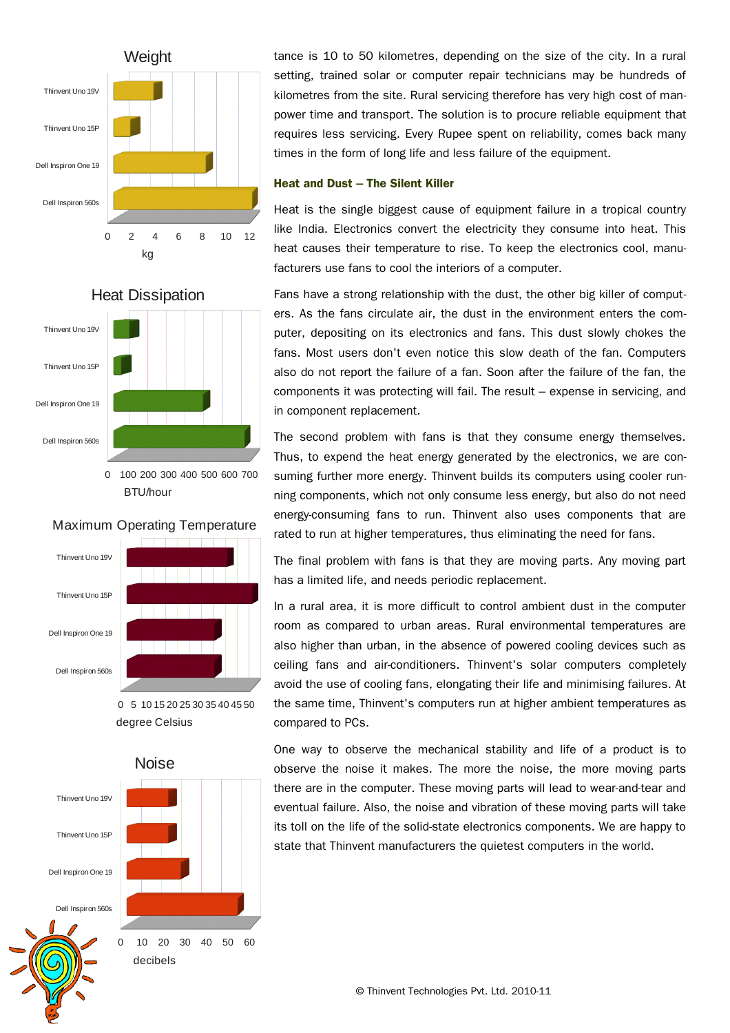tance is 10 to 50 kilometres, depending on the size of the city. In a rural setting, trained solar or computer repair technicians may be hundreds of kilometres from the site. Rural servicing therefore has very high cost of man-power time and transport. The solution is to procure reliable equipment that requires less servicing. Every Rupee spent on reliability, comes back many times in the form of long life and less failure of the equipment.

### Heat and Dust – The Silent Killer

Heat is the single biggest cause of equipment failure in a tropical country like India. Electronics convert the electricity they consume into heat. This heat causes their temperature to rise. To keep the electronics cool, manufacturers use fans to cool the interiors of a computer.

Fans have a strong relationship with the dust, the other big killer of computers. As the fans circulate air, the dust in the environment enters the computer, depositing on its electronics and fans. This dust slowly chokes the fans. Most users don't even notice this slow death of the fan. Computers also do not report the failure of a fan. Soon after the failure of the fan, the components it was protecting will fail. The result – expense in servicing, and in component replacement.

The second problem with fans is that they consume energy themselves. Thus, to expend the heat energy generated by the electronics, we are consuming further more energy. Thinvent builds its computers using cooler running components, which not only consume less energy, but also do not need energy-consuming fans to run. Thinvent also uses components that are rated to run at higher temperatures, thus eliminating the need for fans.

The final problem with fans is that they are moving parts. Any moving part has a limited life, and needs periodic replacement.

In a rural area, it is more difficult to control ambient dust in the computer room as compared to urban areas. Rural environmental temperatures are also higher than urban, in the absence of powered cooling devices such as ceiling fans and air-conditioners. Thinvent's solar computers completely avoid the use of cooling fans, elongating their life and minimising failures. At the same time, Thinvent's computers run at higher ambient temperatures as compared to PCs.

One way to observe the mechanical stability and life of a product is to observe the noise it makes. The more the noise, the more moving parts there are in the computer. These moving parts will lead to wear-and-tear and eventual failure. Also, the noise and vibration of these moving parts will take its toll on the life of the solid-state electronics components. We are happy to state that Thinvent manufacturers the quietest computers in the world.

© Thinvent Technologies Pvt. Ltd. 2010-11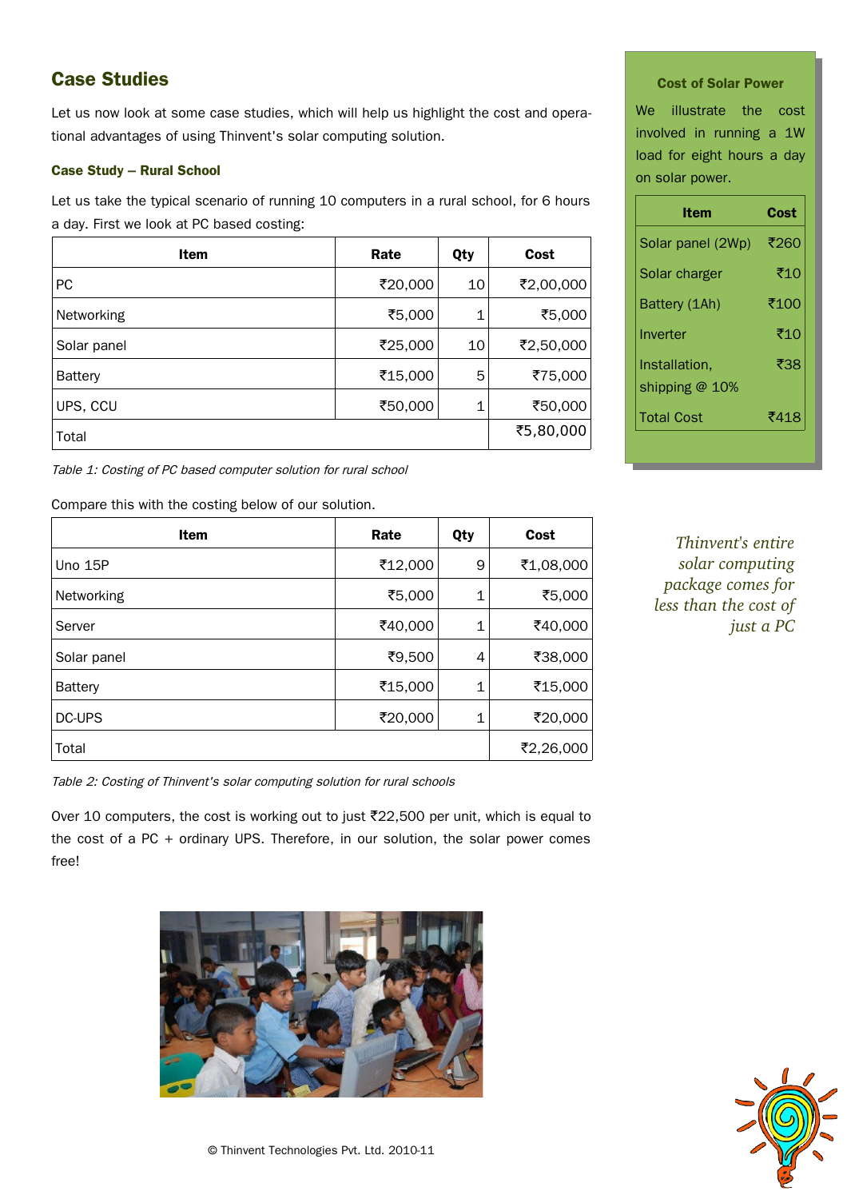## Case Studies

Let us now look at some case studies, which will help us highlight the cost and operational advantages of using Thinvent's solar computing solution.

### Case Study – Rural School

Let us take the typical scenario of running 10 computers in a rural school, for 6 hours a day. First we look at PC based costing:

| Item | Rate | Qty | Cost |
|---|---|---|---|
| PC | ₹20,000 | 10 | ₹2,00,000 |
| Networking | ₹5,000 | 1 | ₹5,000 |
| Solar panel | ₹25,000 | 10 | ₹2,50,000 |
| Battery | ₹15,000 | 5 | ₹75,000 |
| UPS, CCU | ₹50,000 | 1 | ₹50,000 |
| Total | | | ₹5,80,000 |

*Table 1: Costing of PC based computer solution for rural school*

Compare this with the costing below of our solution.

| Item | Rate | Qty | Cost |
|---|---|---|---|
| Uno 15P | ₹12,000 | 9 | ₹1,08,000 |
| Networking | ₹5,000 | 1 | ₹5,000 |
| Server | ₹40,000 | 1 | ₹40,000 |
| Solar panel | ₹9,500 | 4 | ₹38,000 |
| Battery | ₹15,000 | 1 | ₹15,000 |
| DC-UPS | ₹20,000 | 1 | ₹20,000 |
| Total | | | ₹2,26,000 |

*Table 2: Costing of Thinvent's solar computing solution for rural schools*

Over 10 computers, the cost is working out to just ₹22,500 per unit, which is equal to the cost of a PC + ordinary UPS. Therefore, in our solution, the solar power comes free!

**Cost of Solar Power**

We illustrate the cost involved in running a 1W load for eight hours a day on solar power.

| Item | Cost |
|---|---|
| Solar panel (2Wp) | ₹260 |
| Solar charger | ₹10 |
| Battery (1Ah) | ₹100 |
| Inverter | ₹10 |
| Installation, shipping @ 10% | ₹38 |
| Total Cost | ₹418 |

*Thinvent's entire solar computing package comes for less than the cost of just a PC*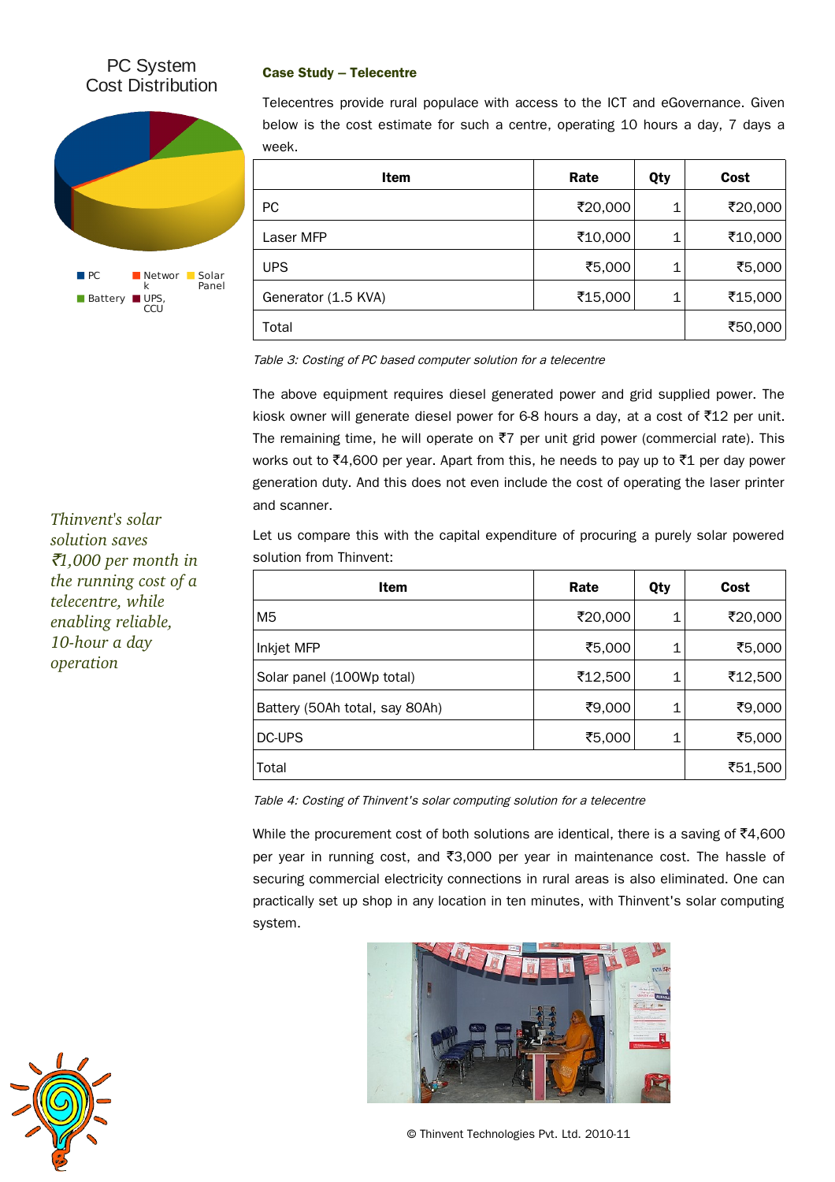PC System Cost Distribution

PC, Network, Solar Panel, Battery, UPS, CCU

### Case Study – Telecentre

Telecentres provide rural populace with access to the ICT and eGovernance. Given below is the cost estimate for such a centre, operating 10 hours a day, 7 days a week.

| Item | Rate | Qty | Cost |
|---|---|---|---|
| PC | ₹20,000 | 1 | ₹20,000 |
| Laser MFP | ₹10,000 | 1 | ₹10,000 |
| UPS | ₹5,000 | 1 | ₹5,000 |
| Generator (1.5 KVA) | ₹15,000 | 1 | ₹15,000 |
| Total | | | ₹50,000 |

*Table 3: Costing of PC based computer solution for a telecentre*

The above equipment requires diesel generated power and grid supplied power. The kiosk owner will generate diesel power for 6-8 hours a day, at a cost of ₹12 per unit. The remaining time, he will operate on ₹7 per unit grid power (commercial rate). This works out to ₹4,600 per year. Apart from this, he needs to pay up to ₹1 per day power generation duty. And this does not even include the cost of operating the laser printer and scanner.

*Thinvent's solar solution saves ₹1,000 per month in the running cost of a telecentre, while enabling reliable, 10-hour a day operation*

Let us compare this with the capital expenditure of procuring a purely solar powered solution from Thinvent:

| Item | Rate | Qty | Cost |
|---|---|---|---|
| M5 | ₹20,000 | 1 | ₹20,000 |
| Inkjet MFP | ₹5,000 | 1 | ₹5,000 |
| Solar panel (100Wp total) | ₹12,500 | 1 | ₹12,500 |
| Battery (50Ah total, say 80Ah) | ₹9,000 | 1 | ₹9,000 |
| DC-UPS | ₹5,000 | 1 | ₹5,000 |
| Total | | | ₹51,500 |

*Table 4: Costing of Thinvent's solar computing solution for a telecentre*

While the procurement cost of both solutions are identical, there is a saving of ₹4,600 per year in running cost, and ₹3,000 per year in maintenance cost. The hassle of securing commercial electricity connections in rural areas is also eliminated. One can practically set up shop in any location in ten minutes, with Thinvent's solar computing system.

© Thinvent Technologies Pvt. Ltd. 2010-11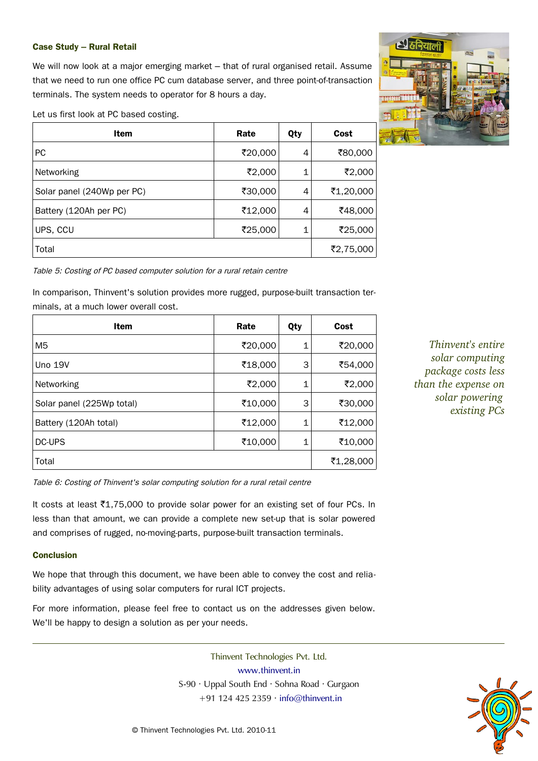### Case Study – Rural Retail

We will now look at a major emerging market – that of rural organised retail. Assume that we need to run one office PC cum database server, and three point-of-transaction terminals. The system needs to operator for 8 hours a day.

Let us first look at PC based costing.

| Item | Rate | Qty | Cost |
|---|---|---|---|
| PC | ₹20,000 | 4 | ₹80,000 |
| Networking | ₹2,000 | 1 | ₹2,000 |
| Solar panel (240Wp per PC) | ₹30,000 | 4 | ₹1,20,000 |
| Battery (120Ah per PC) | ₹12,000 | 4 | ₹48,000 |
| UPS, CCU | ₹25,000 | 1 | ₹25,000 |
| Total | | | ₹2,75,000 |

*Table 5: Costing of PC based computer solution for a rural retain centre*

In comparison, Thinvent's solution provides more rugged, purpose-built transaction terminals, at a much lower overall cost.

| Item | Rate | Qty | Cost |
|---|---|---|---|
| M5 | ₹20,000 | 1 | ₹20,000 |
| Uno 19V | ₹18,000 | 3 | ₹54,000 |
| Networking | ₹2,000 | 1 | ₹2,000 |
| Solar panel (225Wp total) | ₹10,000 | 3 | ₹30,000 |
| Battery (120Ah total) | ₹12,000 | 1 | ₹12,000 |
| DC-UPS | ₹10,000 | 1 | ₹10,000 |
| Total | | | ₹1,28,000 |

*Table 6: Costing of Thinvent's solar computing solution for a rural retail centre*

*Thinvent's entire solar computing package costs less than the expense on solar powering existing PCs*

It costs at least ₹1,75,000 to provide solar power for an existing set of four PCs. In less than that amount, we can provide a complete new set-up that is solar powered and comprises of rugged, no-moving-parts, purpose-built transaction terminals.

### Conclusion

We hope that through this document, we have been able to convey the cost and reliability advantages of using solar computers for rural ICT projects.

For more information, please feel free to contact us on the addresses given below. We'll be happy to design a solution as per your needs.

---

Thinvent Technologies Pvt. Ltd.
www.thinvent.in
S-90 · Uppal South End · Sohna Road · Gurgaon
+91 124 425 2359 · info@thinvent.in

© Thinvent Technologies Pvt. Ltd. 2010-11